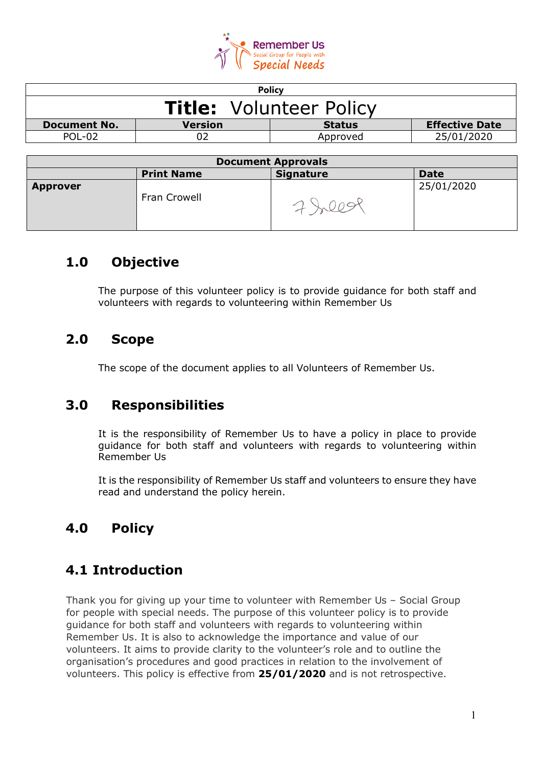Remember Us
Social Group for People with
Special Needs

| Policy | | | |
|---|---|---|---|
| **Title:** Volunteer Policy | | | |
| **Document No.** | **Version** | **Status** | **Effective Date** |
| POL-02 | 02 | Approved | 25/01/2020 |

| Document Approvals | | | |
|---|---|---|---|
| | **Print Name** | **Signature** | **Date** |
| **Approver** | Fran Crowell | | 25/01/2020 |

## 1.0 Objective

The purpose of this volunteer policy is to provide guidance for both staff and volunteers with regards to volunteering within Remember Us

## 2.0 Scope

The scope of the document applies to all Volunteers of Remember Us.

## 3.0 Responsibilities

It is the responsibility of Remember Us to have a policy in place to provide guidance for both staff and volunteers with regards to volunteering within Remember Us

It is the responsibility of Remember Us staff and volunteers to ensure they have read and understand the policy herein.

## 4.0 Policy

## 4.1 Introduction

Thank you for giving up your time to volunteer with Remember Us – Social Group for people with special needs. The purpose of this volunteer policy is to provide guidance for both staff and volunteers with regards to volunteering within Remember Us. It is also to acknowledge the importance and value of our volunteers. It aims to provide clarity to the volunteer's role and to outline the organisation's procedures and good practices in relation to the involvement of volunteers. This policy is effective from **25/01/2020** and is not retrospective.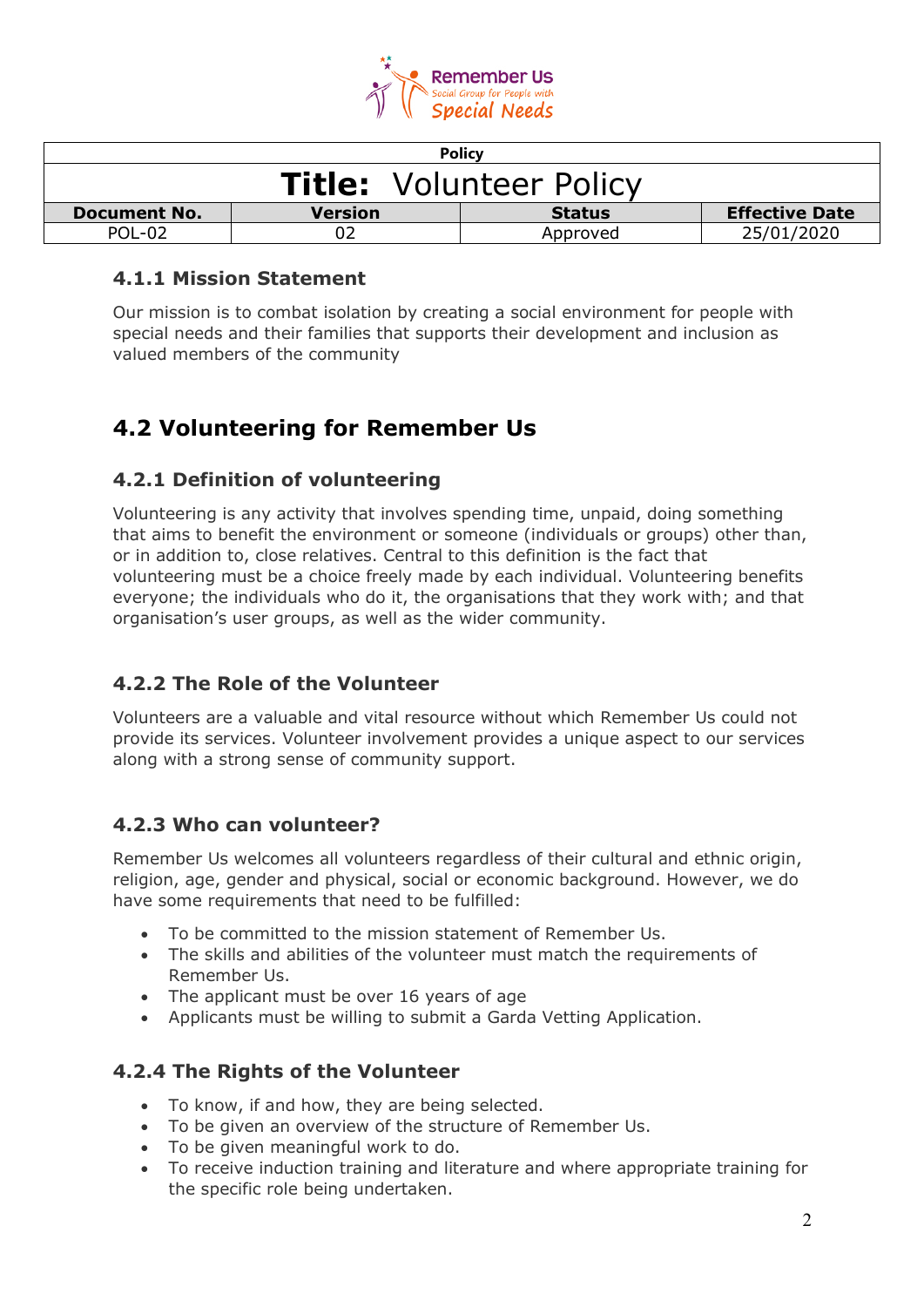| Policy | | | |
|---|---|---|---|
| **Title:** Volunteer Policy | | | |
| **Document No.** | **Version** | **Status** | **Effective Date** |
| POL-02 | 02 | Approved | 25/01/2020 |

### 4.1.1 Mission Statement

Our mission is to combat isolation by creating a social environment for people with special needs and their families that supports their development and inclusion as valued members of the community

## 4.2 Volunteering for Remember Us

### 4.2.1 Definition of volunteering

Volunteering is any activity that involves spending time, unpaid, doing something that aims to benefit the environment or someone (individuals or groups) other than, or in addition to, close relatives. Central to this definition is the fact that volunteering must be a choice freely made by each individual. Volunteering benefits everyone; the individuals who do it, the organisations that they work with; and that organisation's user groups, as well as the wider community.

### 4.2.2 The Role of the Volunteer

Volunteers are a valuable and vital resource without which Remember Us could not provide its services. Volunteer involvement provides a unique aspect to our services along with a strong sense of community support.

### 4.2.3 Who can volunteer?

Remember Us welcomes all volunteers regardless of their cultural and ethnic origin, religion, age, gender and physical, social or economic background. However, we do have some requirements that need to be fulfilled:

- To be committed to the mission statement of Remember Us.
- The skills and abilities of the volunteer must match the requirements of Remember Us.
- The applicant must be over 16 years of age
- Applicants must be willing to submit a Garda Vetting Application.

### 4.2.4 The Rights of the Volunteer

- To know, if and how, they are being selected.
- To be given an overview of the structure of Remember Us.
- To be given meaningful work to do.
- To receive induction training and literature and where appropriate training for the specific role being undertaken.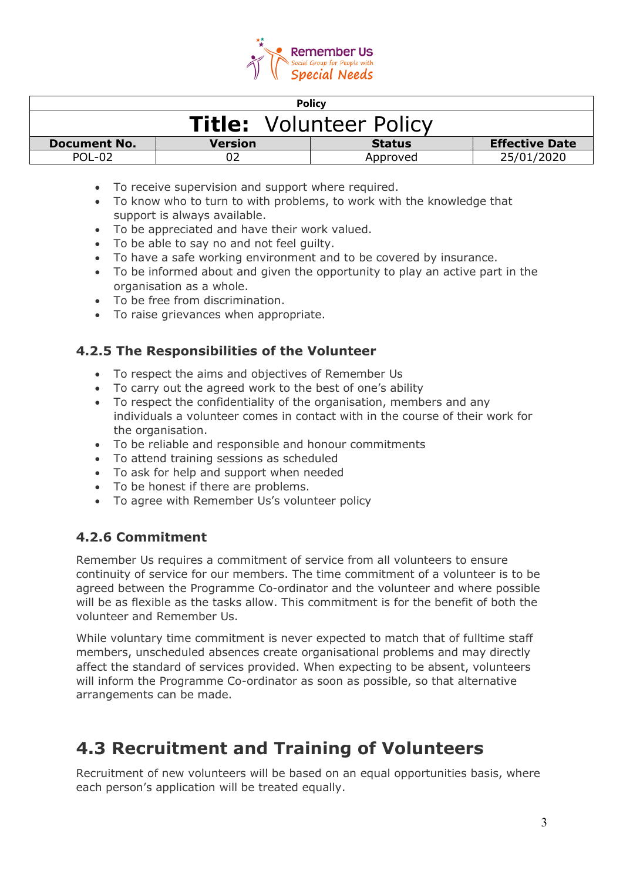- To receive supervision and support where required.
- To know who to turn to with problems, to work with the knowledge that support is always available.
- To be appreciated and have their work valued.
- To be able to say no and not feel guilty.
- To have a safe working environment and to be covered by insurance.
- To be informed about and given the opportunity to play an active part in the organisation as a whole.
- To be free from discrimination.
- To raise grievances when appropriate.

### 4.2.5 The Responsibilities of the Volunteer

- To respect the aims and objectives of Remember Us
- To carry out the agreed work to the best of one's ability
- To respect the confidentiality of the organisation, members and any individuals a volunteer comes in contact with in the course of their work for the organisation.
- To be reliable and responsible and honour commitments
- To attend training sessions as scheduled
- To ask for help and support when needed
- To be honest if there are problems.
- To agree with Remember Us's volunteer policy

### 4.2.6 Commitment

Remember Us requires a commitment of service from all volunteers to ensure continuity of service for our members. The time commitment of a volunteer is to be agreed between the Programme Co-ordinator and the volunteer and where possible will be as flexible as the tasks allow. This commitment is for the benefit of both the volunteer and Remember Us.

While voluntary time commitment is never expected to match that of fulltime staff members, unscheduled absences create organisational problems and may directly affect the standard of services provided. When expecting to be absent, volunteers will inform the Programme Co-ordinator as soon as possible, so that alternative arrangements can be made.

## 4.3 Recruitment and Training of Volunteers

Recruitment of new volunteers will be based on an equal opportunities basis, where each person's application will be treated equally.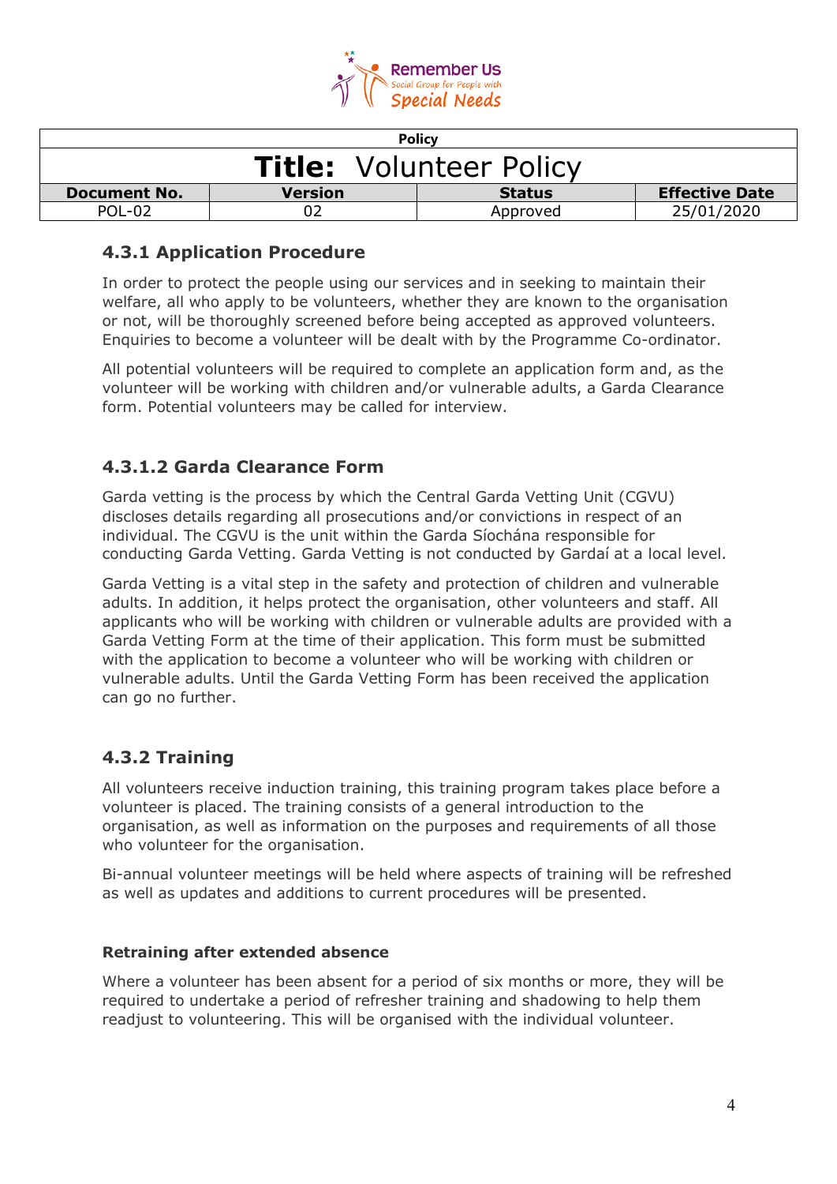## 4.3.1 Application Procedure

In order to protect the people using our services and in seeking to maintain their welfare, all who apply to be volunteers, whether they are known to the organisation or not, will be thoroughly screened before being accepted as approved volunteers. Enquiries to become a volunteer will be dealt with by the Programme Co-ordinator.

All potential volunteers will be required to complete an application form and, as the volunteer will be working with children and/or vulnerable adults, a Garda Clearance form. Potential volunteers may be called for interview.

### 4.3.1.2 Garda Clearance Form

Garda vetting is the process by which the Central Garda Vetting Unit (CGVU) discloses details regarding all prosecutions and/or convictions in respect of an individual. The CGVU is the unit within the Garda Síochána responsible for conducting Garda Vetting. Garda Vetting is not conducted by Gardaí at a local level.

Garda Vetting is a vital step in the safety and protection of children and vulnerable adults. In addition, it helps protect the organisation, other volunteers and staff. All applicants who will be working with children or vulnerable adults are provided with a Garda Vetting Form at the time of their application. This form must be submitted with the application to become a volunteer who will be working with children or vulnerable adults. Until the Garda Vetting Form has been received the application can go no further.

## 4.3.2 Training

All volunteers receive induction training, this training program takes place before a volunteer is placed. The training consists of a general introduction to the organisation, as well as information on the purposes and requirements of all those who volunteer for the organisation.

Bi-annual volunteer meetings will be held where aspects of training will be refreshed as well as updates and additions to current procedures will be presented.

**Retraining after extended absence**

Where a volunteer has been absent for a period of six months or more, they will be required to undertake a period of refresher training and shadowing to help them readjust to volunteering. This will be organised with the individual volunteer.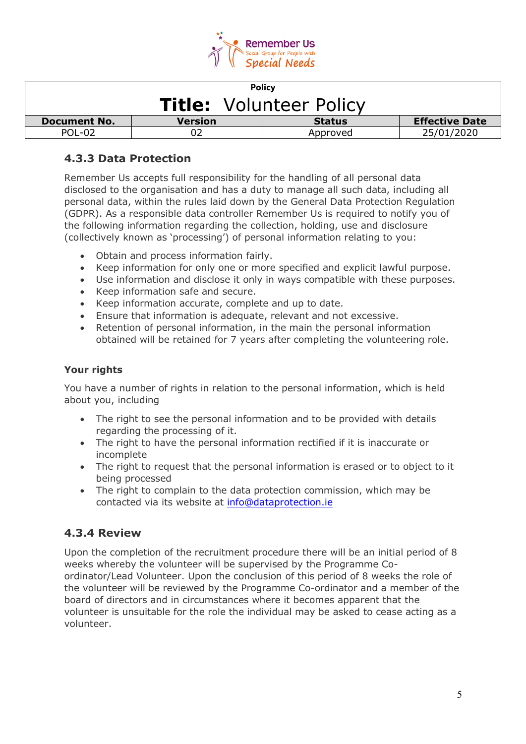| Policy | | | |
|---|---|---|---|
| **Title:** Volunteer Policy | | | |
| **Document No.** | **Version** | **Status** | **Effective Date** |
| POL-02 | 02 | Approved | 25/01/2020 |

### 4.3.3 Data Protection

Remember Us accepts full responsibility for the handling of all personal data disclosed to the organisation and has a duty to manage all such data, including all personal data, within the rules laid down by the General Data Protection Regulation (GDPR). As a responsible data controller Remember Us is required to notify you of the following information regarding the collection, holding, use and disclosure (collectively known as 'processing') of personal information relating to you:

- Obtain and process information fairly.
- Keep information for only one or more specified and explicit lawful purpose.
- Use information and disclose it only in ways compatible with these purposes.
- Keep information safe and secure.
- Keep information accurate, complete and up to date.
- Ensure that information is adequate, relevant and not excessive.
- Retention of personal information, in the main the personal information obtained will be retained for 7 years after completing the volunteering role.

**Your rights**

You have a number of rights in relation to the personal information, which is held about you, including

- The right to see the personal information and to be provided with details regarding the processing of it.
- The right to have the personal information rectified if it is inaccurate or incomplete
- The right to request that the personal information is erased or to object to it being processed
- The right to complain to the data protection commission, which may be contacted via its website at info@dataprotection.ie

### 4.3.4 Review

Upon the completion of the recruitment procedure there will be an initial period of 8 weeks whereby the volunteer will be supervised by the Programme Co-ordinator/Lead Volunteer. Upon the conclusion of this period of 8 weeks the role of the volunteer will be reviewed by the Programme Co-ordinator and a member of the board of directors and in circumstances where it becomes apparent that the volunteer is unsuitable for the role the individual may be asked to cease acting as a volunteer.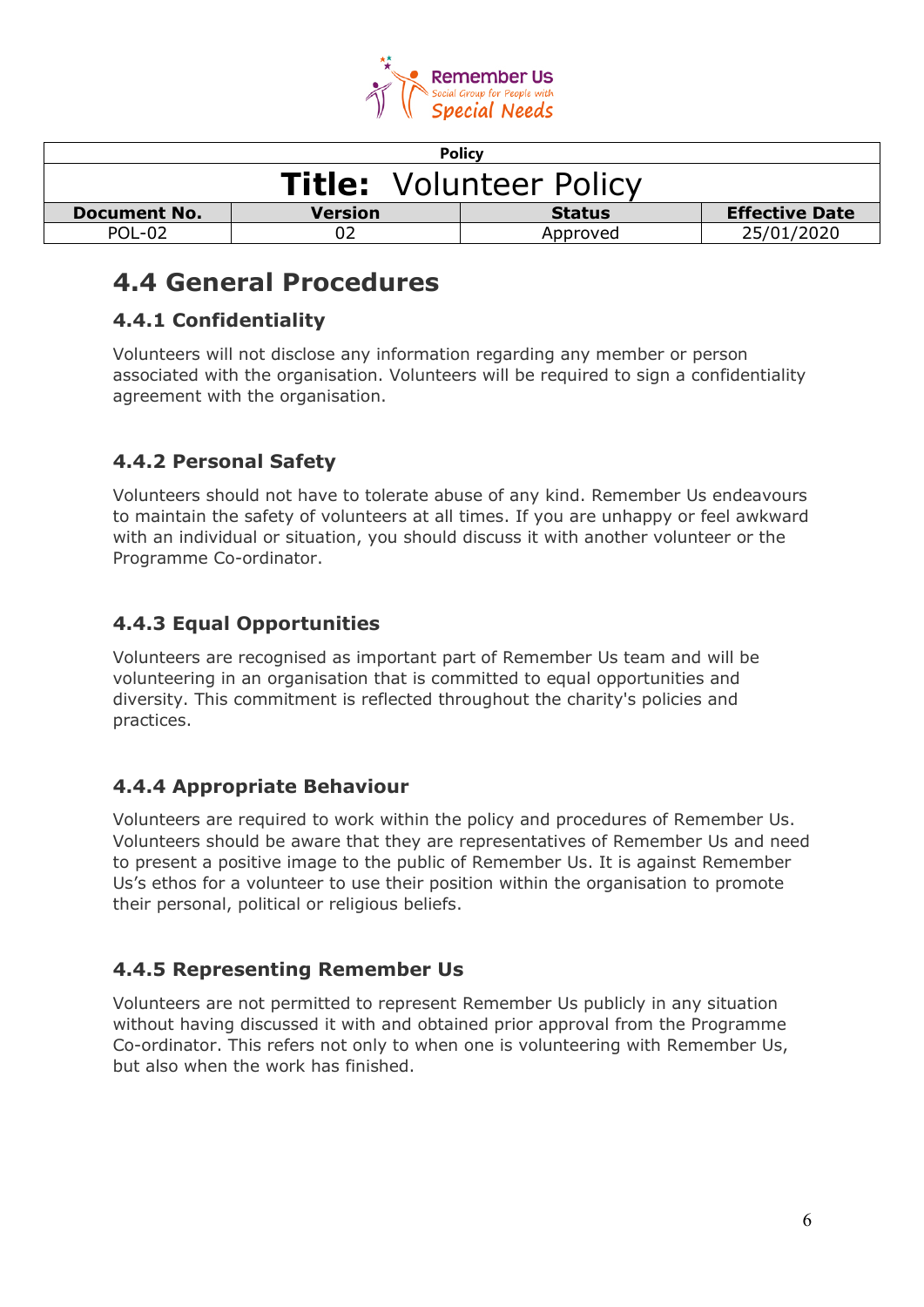| Policy | | | |
|---|---|---|---|
| **Title:** Volunteer Policy | | | |
| **Document No.** | **Version** | **Status** | **Effective Date** |
| POL-02 | 02 | Approved | 25/01/2020 |

# 4.4 General Procedures

## 4.4.1 Confidentiality

Volunteers will not disclose any information regarding any member or person associated with the organisation. Volunteers will be required to sign a confidentiality agreement with the organisation.

## 4.4.2 Personal Safety

Volunteers should not have to tolerate abuse of any kind. Remember Us endeavours to maintain the safety of volunteers at all times. If you are unhappy or feel awkward with an individual or situation, you should discuss it with another volunteer or the Programme Co-ordinator.

## 4.4.3 Equal Opportunities

Volunteers are recognised as important part of Remember Us team and will be volunteering in an organisation that is committed to equal opportunities and diversity. This commitment is reflected throughout the charity's policies and practices.

## 4.4.4 Appropriate Behaviour

Volunteers are required to work within the policy and procedures of Remember Us. Volunteers should be aware that they are representatives of Remember Us and need to present a positive image to the public of Remember Us. It is against Remember Us's ethos for a volunteer to use their position within the organisation to promote their personal, political or religious beliefs.

## 4.4.5 Representing Remember Us

Volunteers are not permitted to represent Remember Us publicly in any situation without having discussed it with and obtained prior approval from the Programme Co-ordinator. This refers not only to when one is volunteering with Remember Us, but also when the work has finished.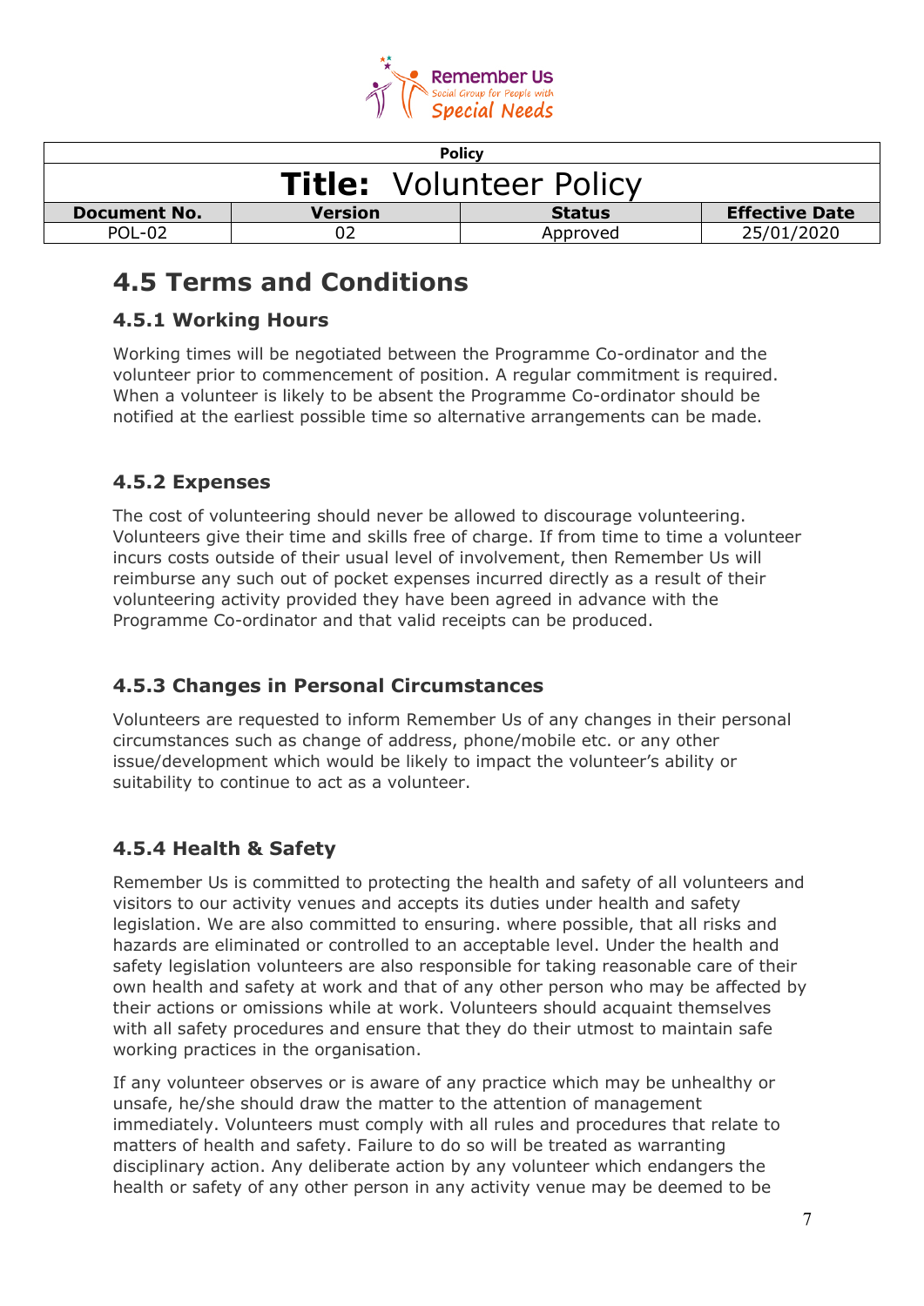## 4.5 Terms and Conditions

### 4.5.1 Working Hours

Working times will be negotiated between the Programme Co-ordinator and the volunteer prior to commencement of position. A regular commitment is required. When a volunteer is likely to be absent the Programme Co-ordinator should be notified at the earliest possible time so alternative arrangements can be made.

### 4.5.2 Expenses

The cost of volunteering should never be allowed to discourage volunteering. Volunteers give their time and skills free of charge. If from time to time a volunteer incurs costs outside of their usual level of involvement, then Remember Us will reimburse any such out of pocket expenses incurred directly as a result of their volunteering activity provided they have been agreed in advance with the Programme Co-ordinator and that valid receipts can be produced.

### 4.5.3 Changes in Personal Circumstances

Volunteers are requested to inform Remember Us of any changes in their personal circumstances such as change of address, phone/mobile etc. or any other issue/development which would be likely to impact the volunteer's ability or suitability to continue to act as a volunteer.

### 4.5.4 Health & Safety

Remember Us is committed to protecting the health and safety of all volunteers and visitors to our activity venues and accepts its duties under health and safety legislation. We are also committed to ensuring. where possible, that all risks and hazards are eliminated or controlled to an acceptable level. Under the health and safety legislation volunteers are also responsible for taking reasonable care of their own health and safety at work and that of any other person who may be affected by their actions or omissions while at work. Volunteers should acquaint themselves with all safety procedures and ensure that they do their utmost to maintain safe working practices in the organisation.

If any volunteer observes or is aware of any practice which may be unhealthy or unsafe, he/she should draw the matter to the attention of management immediately. Volunteers must comply with all rules and procedures that relate to matters of health and safety. Failure to do so will be treated as warranting disciplinary action. Any deliberate action by any volunteer which endangers the health or safety of any other person in any activity venue may be deemed to be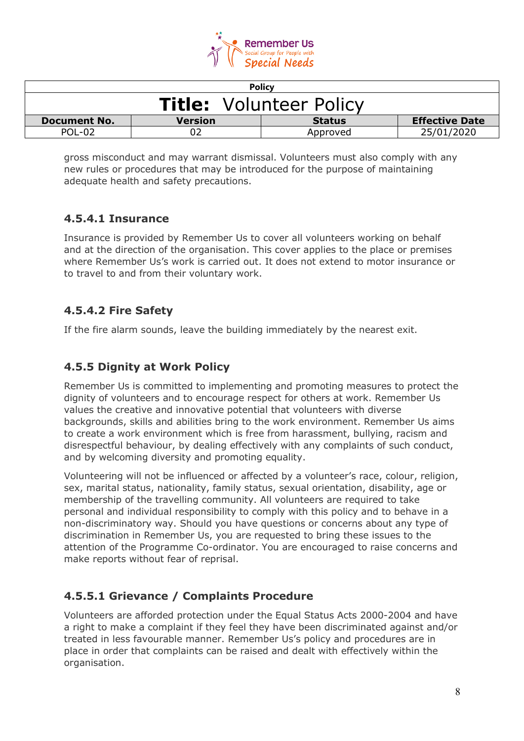gross misconduct and may warrant dismissal. Volunteers must also comply with any new rules or procedures that may be introduced for the purpose of maintaining adequate health and safety precautions.

#### 4.5.4.1 Insurance

Insurance is provided by Remember Us to cover all volunteers working on behalf and at the direction of the organisation. This cover applies to the place or premises where Remember Us's work is carried out. It does not extend to motor insurance or to travel to and from their voluntary work.

#### 4.5.4.2 Fire Safety

If the fire alarm sounds, leave the building immediately by the nearest exit.

### 4.5.5 Dignity at Work Policy

Remember Us is committed to implementing and promoting measures to protect the dignity of volunteers and to encourage respect for others at work. Remember Us values the creative and innovative potential that volunteers with diverse backgrounds, skills and abilities bring to the work environment. Remember Us aims to create a work environment which is free from harassment, bullying, racism and disrespectful behaviour, by dealing effectively with any complaints of such conduct, and by welcoming diversity and promoting equality.

Volunteering will not be influenced or affected by a volunteer's race, colour, religion, sex, marital status, nationality, family status, sexual orientation, disability, age or membership of the travelling community. All volunteers are required to take personal and individual responsibility to comply with this policy and to behave in a non-discriminatory way. Should you have questions or concerns about any type of discrimination in Remember Us, you are requested to bring these issues to the attention of the Programme Co-ordinator. You are encouraged to raise concerns and make reports without fear of reprisal.

#### 4.5.5.1 Grievance / Complaints Procedure

Volunteers are afforded protection under the Equal Status Acts 2000-2004 and have a right to make a complaint if they feel they have been discriminated against and/or treated in less favourable manner. Remember Us's policy and procedures are in place in order that complaints can be raised and dealt with effectively within the organisation.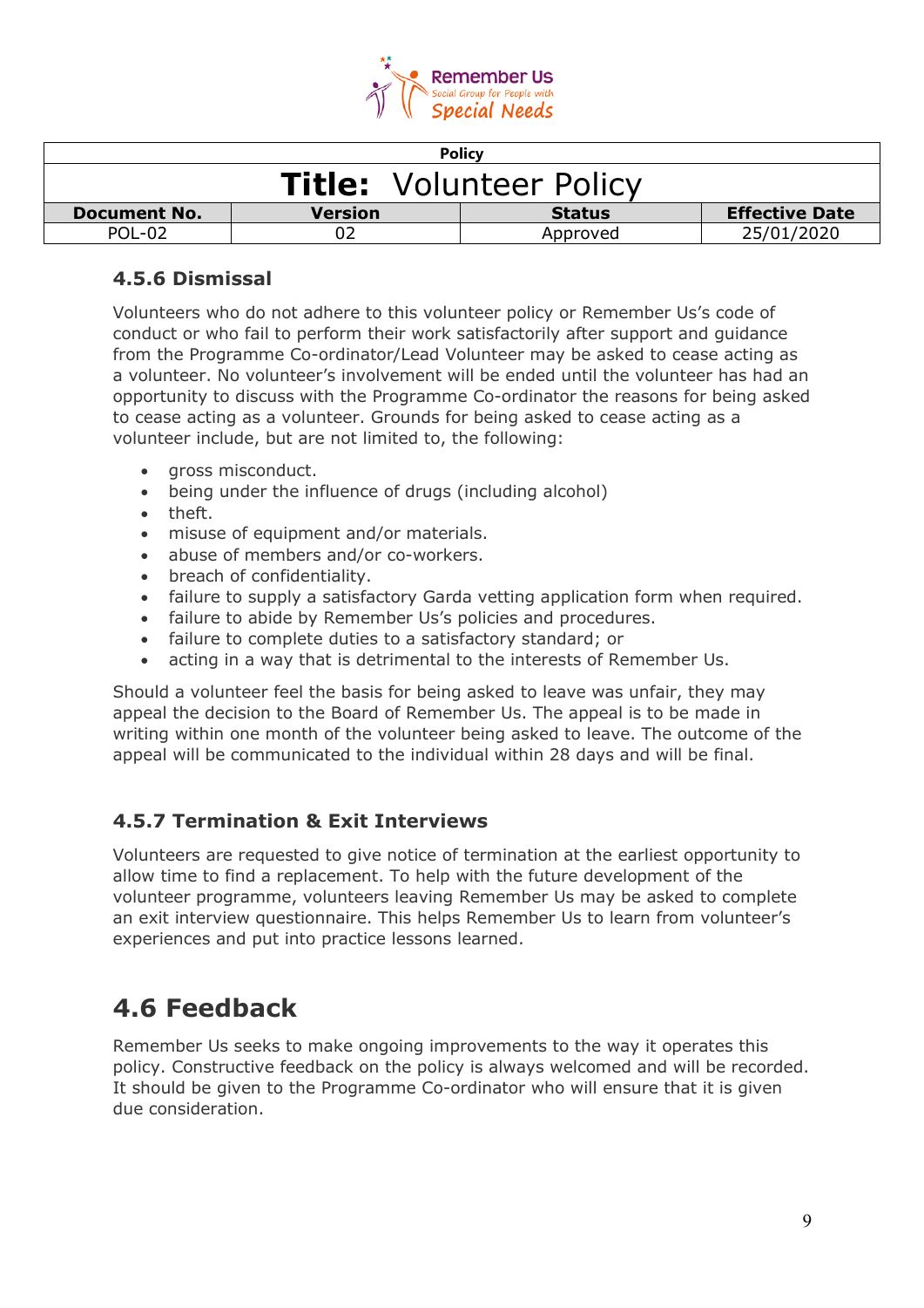#### 4.5.6 Dismissal

Volunteers who do not adhere to this volunteer policy or Remember Us's code of conduct or who fail to perform their work satisfactorily after support and guidance from the Programme Co-ordinator/Lead Volunteer may be asked to cease acting as a volunteer. No volunteer's involvement will be ended until the volunteer has had an opportunity to discuss with the Programme Co-ordinator the reasons for being asked to cease acting as a volunteer. Grounds for being asked to cease acting as a volunteer include, but are not limited to, the following:

- gross misconduct.
- being under the influence of drugs (including alcohol)
- theft.
- misuse of equipment and/or materials.
- abuse of members and/or co-workers.
- breach of confidentiality.
- failure to supply a satisfactory Garda vetting application form when required.
- failure to abide by Remember Us's policies and procedures.
- failure to complete duties to a satisfactory standard; or
- acting in a way that is detrimental to the interests of Remember Us.

Should a volunteer feel the basis for being asked to leave was unfair, they may appeal the decision to the Board of Remember Us. The appeal is to be made in writing within one month of the volunteer being asked to leave. The outcome of the appeal will be communicated to the individual within 28 days and will be final.

#### 4.5.7 Termination & Exit Interviews

Volunteers are requested to give notice of termination at the earliest opportunity to allow time to find a replacement. To help with the future development of the volunteer programme, volunteers leaving Remember Us may be asked to complete an exit interview questionnaire. This helps Remember Us to learn from volunteer's experiences and put into practice lessons learned.

## 4.6 Feedback

Remember Us seeks to make ongoing improvements to the way it operates this policy. Constructive feedback on the policy is always welcomed and will be recorded. It should be given to the Programme Co-ordinator who will ensure that it is given due consideration.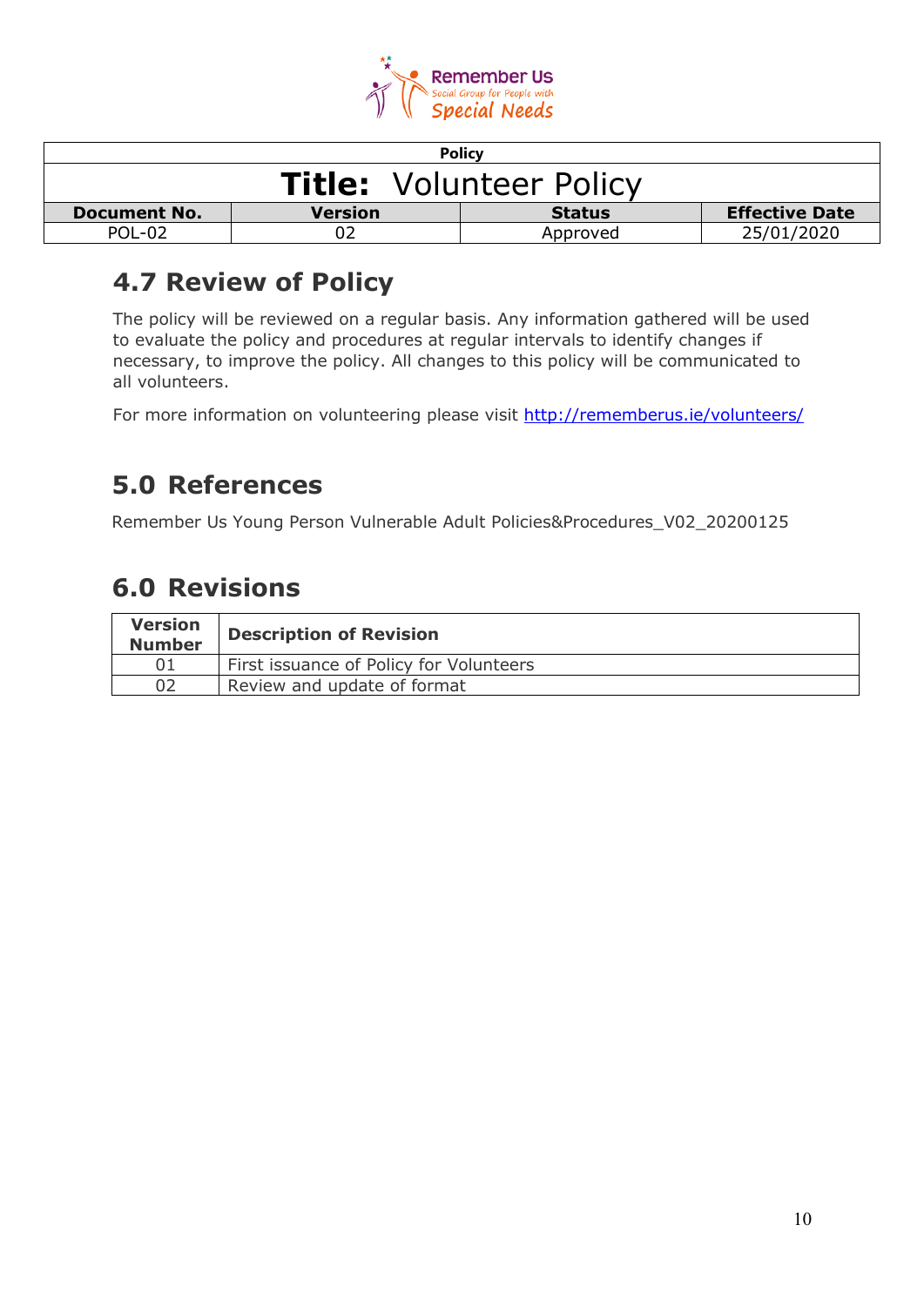| Policy | | | |
|---|---|---|---|
| **Title:** Volunteer Policy | | | |
| **Document No.** | **Version** | **Status** | **Effective Date** |
| POL-02 | 02 | Approved | 25/01/2020 |

## 4.7 Review of Policy

The policy will be reviewed on a regular basis. Any information gathered will be used to evaluate the policy and procedures at regular intervals to identify changes if necessary, to improve the policy. All changes to this policy will be communicated to all volunteers.

For more information on volunteering please visit http://rememberus.ie/volunteers/

## 5.0 References

Remember Us Young Person Vulnerable Adult Policies&Procedures_V02_20200125

## 6.0 Revisions

| Version Number | Description of Revision |
|---|---|
| 01 | First issuance of Policy for Volunteers |
| 02 | Review and update of format |